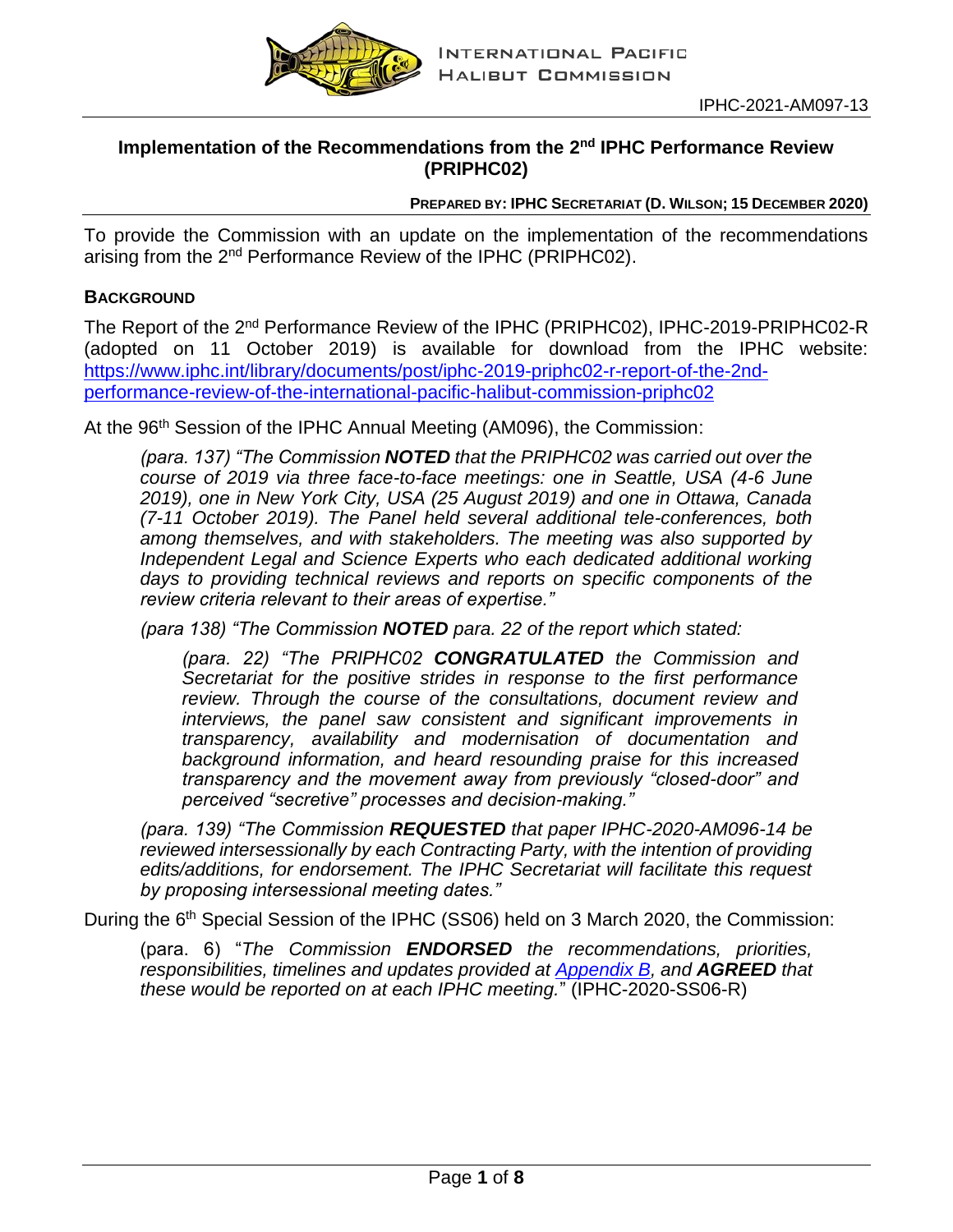IPHC-2021-AM097-13

# Implementation of the Recommendations from the 2nd IPHC Performance Review (PRIPHC02)

**PREPARED BY: IPHC SECRETARIAT (D. WILSON; 15 DECEMBER 2020)**

To provide the Commission with an update on the implementation of the recommendations arising from the 2nd Performance Review of the IPHC (PRIPHC02).

## BACKGROUND

The Report of the 2nd Performance Review of the IPHC (PRIPHC02), IPHC-2019-PRIPHC02-R (adopted on 11 October 2019) is available for download from the IPHC website: [https://www.iphc.int/library/documents/post/iphc-2019-priphc02-r-report-of-the-2nd-performance-review-of-the-international-pacific-halibut-commission-priphc02](https://www.iphc.int/library/documents/post/iphc-2019-priphc02-r-report-of-the-2nd-performance-review-of-the-international-pacific-halibut-commission-priphc02)

At the 96th Session of the IPHC Annual Meeting (AM096), the Commission:

> *(para. 137) "The Commission **NOTED** that the PRIPHC02 was carried out over the course of 2019 via three face-to-face meetings: one in Seattle, USA (4-6 June 2019), one in New York City, USA (25 August 2019) and one in Ottawa, Canada (7-11 October 2019). The Panel held several additional tele-conferences, both among themselves, and with stakeholders. The meeting was also supported by Independent Legal and Science Experts who each dedicated additional working days to providing technical reviews and reports on specific components of the review criteria relevant to their areas of expertise."*
>
> *(para 138) "The Commission **NOTED** para. 22 of the report which stated:*
>
> > *(para. 22) "The PRIPHC02 **CONGRATULATED** the Commission and Secretariat for the positive strides in response to the first performance review. Through the course of the consultations, document review and interviews, the panel saw consistent and significant improvements in transparency, availability and modernisation of documentation and background information, and heard resounding praise for this increased transparency and the movement away from previously "closed-door" and perceived "secretive" processes and decision-making."*
>
> *(para. 139) "The Commission **REQUESTED** that paper IPHC-2020-AM096-14 be reviewed intersessionally by each Contracting Party, with the intention of providing edits/additions, for endorsement. The IPHC Secretariat will facilitate this request by proposing intersessional meeting dates."*

During the 6th Special Session of the IPHC (SS06) held on 3 March 2020, the Commission:

> (para. 6) "*The Commission **ENDORSED** the recommendations, priorities, responsibilities, timelines and updates provided at [Appendix B](#), and **AGREED** that these would be reported on at each IPHC meeting.*" (IPHC-2020-SS06-R)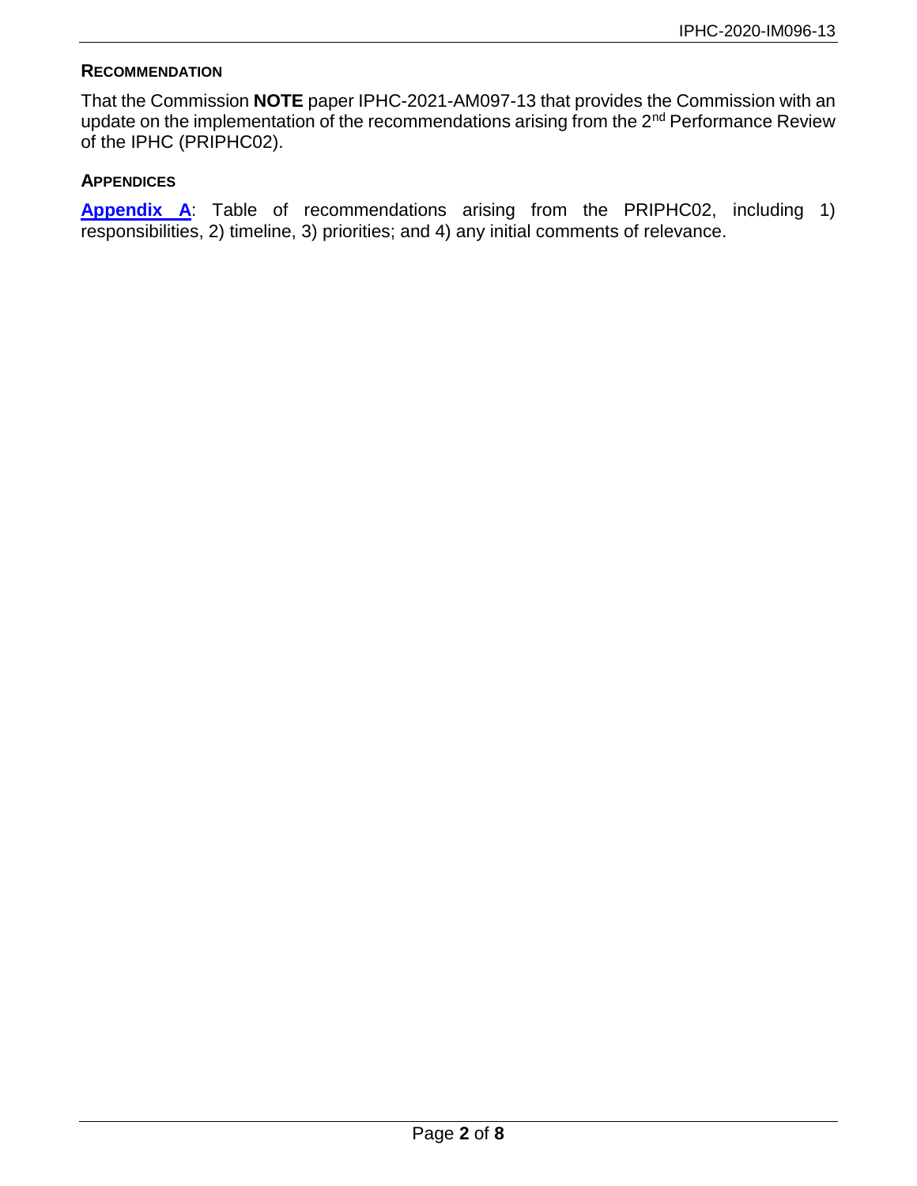## RECOMMENDATION

That the Commission **NOTE** paper IPHC-2021-AM097-13 that provides the Commission with an update on the implementation of the recommendations arising from the 2nd Performance Review of the IPHC (PRIPHC02).

## APPENDICES

**Appendix A**: Table of recommendations arising from the PRIPHC02, including 1) responsibilities, 2) timeline, 3) priorities; and 4) any initial comments of relevance.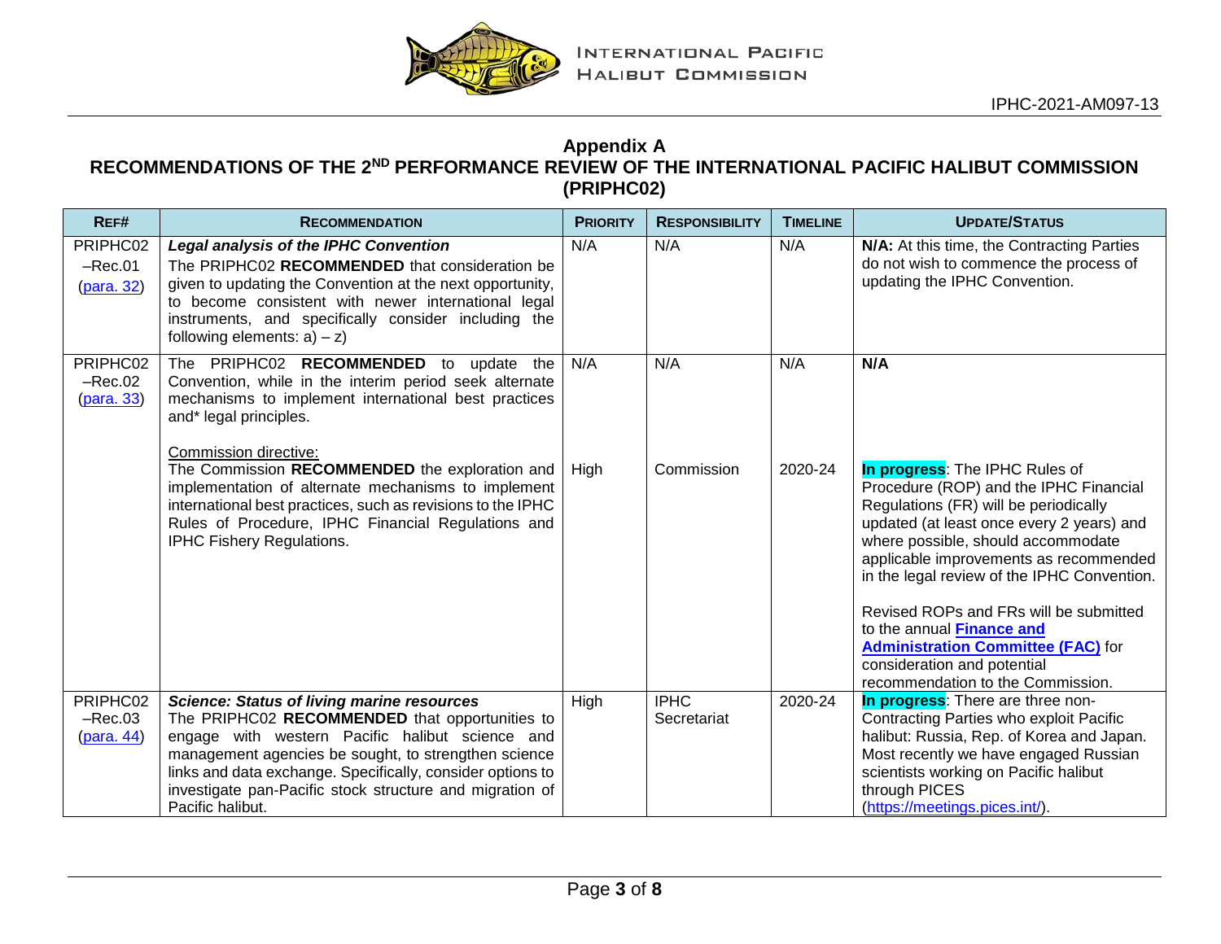## Appendix A

## RECOMMENDATIONS OF THE 2ND PERFORMANCE REVIEW OF THE INTERNATIONAL PACIFIC HALIBUT COMMISSION (PRIPHC02)

| REF# | RECOMMENDATION | PRIORITY | RESPONSIBILITY | TIMELINE | UPDATE/STATUS |
|---|---|---|---|---|---|
| PRIPHC02 –Rec.01 (para. 32) | ***Legal analysis of the IPHC Convention*** The PRIPHC02 **RECOMMENDED** that consideration be given to updating the Convention at the next opportunity, to become consistent with newer international legal instruments, and specifically consider including the following elements: a) – z) | N/A | N/A | N/A | **N/A:** At this time, the Contracting Parties do not wish to commence the process of updating the IPHC Convention. |
| PRIPHC02 –Rec.02 (para. 33) | The PRIPHC02 **RECOMMENDED** to update the Convention, while in the interim period seek alternate mechanisms to implement international best practices and* legal principles. | N/A | N/A | N/A | **N/A** |
| | Commission directive: The Commission **RECOMMENDED** the exploration and implementation of alternate mechanisms to implement international best practices, such as revisions to the IPHC Rules of Procedure, IPHC Financial Regulations and IPHC Fishery Regulations. | High | Commission | 2020-24 | **In progress**: The IPHC Rules of Procedure (ROP) and the IPHC Financial Regulations (FR) will be periodically updated (at least once every 2 years) and where possible, should accommodate applicable improvements as recommended in the legal review of the IPHC Convention. Revised ROPs and FRs will be submitted to the annual **Finance and Administration Committee (FAC)** for consideration and potential recommendation to the Commission. |
| PRIPHC02 –Rec.03 (para. 44) | ***Science: Status of living marine resources*** The PRIPHC02 **RECOMMENDED** that opportunities to engage with western Pacific halibut science and management agencies be sought, to strengthen science links and data exchange. Specifically, consider options to investigate pan-Pacific stock structure and migration of Pacific halibut. | High | IPHC Secretariat | 2020-24 | **In progress**: There are three non-Contracting Parties who exploit Pacific halibut: Russia, Rep. of Korea and Japan. Most recently we have engaged Russian scientists working on Pacific halibut through PICES (https://meetings.pices.int/). |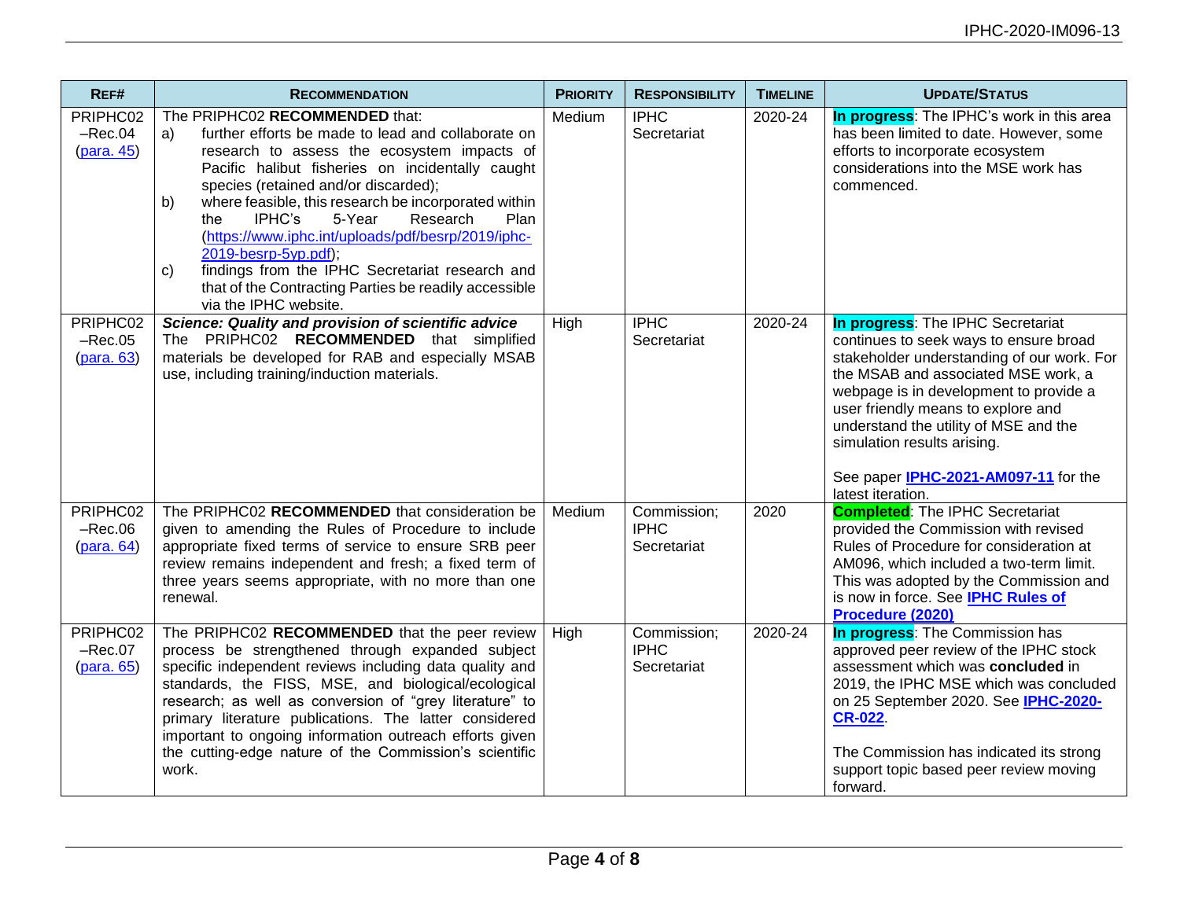| REF# | RECOMMENDATION | PRIORITY | RESPONSIBILITY | TIMELINE | UPDATE/STATUS |
|---|---|---|---|---|---|
| PRIPHC02 –Rec.04 (para. 45) | The PRIPHC02 **RECOMMENDED** that: a) further efforts be made to lead and collaborate on research to assess the ecosystem impacts of Pacific halibut fisheries on incidentally caught species (retained and/or discarded); b) where feasible, this research be incorporated within the IPHC's 5-Year Research Plan (https://www.iphc.int/uploads/pdf/besrp/2019/iphc-2019-besrp-5yp.pdf); c) findings from the IPHC Secretariat research and that of the Contracting Parties be readily accessible via the IPHC website. | Medium | IPHC Secretariat | 2020-24 | **In progress**: The IPHC's work in this area has been limited to date. However, some efforts to incorporate ecosystem considerations into the MSE work has commenced. |
| PRIPHC02 –Rec.05 (para. 63) | ***Science: Quality and provision of scientific advice*** The PRIPHC02 **RECOMMENDED** that simplified materials be developed for RAB and especially MSAB use, including training/induction materials. | High | IPHC Secretariat | 2020-24 | **In progress**: The IPHC Secretariat continues to seek ways to ensure broad stakeholder understanding of our work. For the MSAB and associated MSE work, a webpage is in development to provide a user friendly means to explore and understand the utility of MSE and the simulation results arising. See paper **IPHC-2021-AM097-11** for the latest iteration. |
| PRIPHC02 –Rec.06 (para. 64) | The PRIPHC02 **RECOMMENDED** that consideration be given to amending the Rules of Procedure to include appropriate fixed terms of service to ensure SRB peer review remains independent and fresh; a fixed term of three years seems appropriate, with no more than one renewal. | Medium | Commission; IPHC Secretariat | 2020 | **Completed**: The IPHC Secretariat provided the Commission with revised Rules of Procedure for consideration at AM096, which included a two-term limit. This was adopted by the Commission and is now in force. See **IPHC Rules of Procedure (2020)** |
| PRIPHC02 –Rec.07 (para. 65) | The PRIPHC02 **RECOMMENDED** that the peer review process be strengthened through expanded subject specific independent reviews including data quality and standards, the FISS, MSE, and biological/ecological research; as well as conversion of "grey literature" to primary literature publications. The latter considered important to ongoing information outreach efforts given the cutting-edge nature of the Commission's scientific work. | High | Commission; IPHC Secretariat | 2020-24 | **In progress**: The Commission has approved peer review of the IPHC stock assessment which was **concluded** in 2019, the IPHC MSE which was concluded on 25 September 2020. See **IPHC-2020-CR-022**. The Commission has indicated its strong support topic based peer review moving forward. |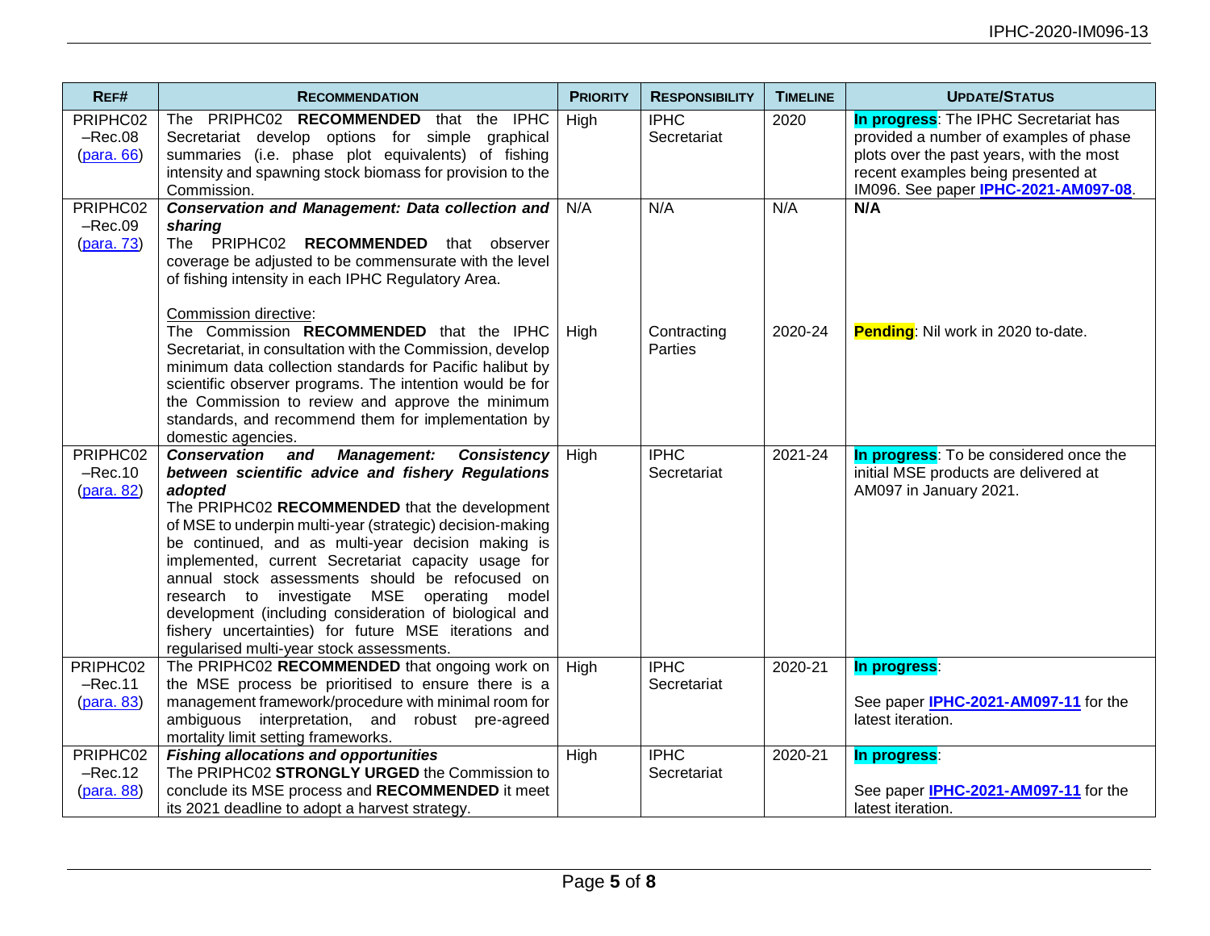| REF# | RECOMMENDATION | PRIORITY | RESPONSIBILITY | TIMELINE | UPDATE/STATUS |
|---|---|---|---|---|---|
| PRIPHC02 –Rec.08 (para. 66) | The PRIPHC02 **RECOMMENDED** that the IPHC Secretariat develop options for simple graphical summaries (i.e. phase plot equivalents) of fishing intensity and spawning stock biomass for provision to the Commission. | High | IPHC Secretariat | 2020 | **In progress**: The IPHC Secretariat has provided a number of examples of phase plots over the past years, with the most recent examples being presented at IM096. See paper **IPHC-2021-AM097-08**. |
| PRIPHC02 –Rec.09 (para. 73) | ***Conservation and Management: Data collection and sharing*** The PRIPHC02 **RECOMMENDED** that observer coverage be adjusted to be commensurate with the level of fishing intensity in each IPHC Regulatory Area. | N/A | N/A | N/A | **N/A** |
| | Commission directive: The Commission **RECOMMENDED** that the IPHC Secretariat, in consultation with the Commission, develop minimum data collection standards for Pacific halibut by scientific observer programs. The intention would be for the Commission to review and approve the minimum standards, and recommend them for implementation by domestic agencies. | High | Contracting Parties | 2020-24 | **Pending**: Nil work in 2020 to-date. |
| PRIPHC02 –Rec.10 (para. 82) | ***Conservation and Management: Consistency between scientific advice and fishery Regulations adopted*** The PRIPHC02 **RECOMMENDED** that the development of MSE to underpin multi-year (strategic) decision-making be continued, and as multi-year decision making is implemented, current Secretariat capacity usage for annual stock assessments should be refocused on research to investigate MSE operating model development (including consideration of biological and fishery uncertainties) for future MSE iterations and regularised multi-year stock assessments. | High | IPHC Secretariat | 2021-24 | **In progress**: To be considered once the initial MSE products are delivered at AM097 in January 2021. |
| PRIPHC02 –Rec.11 (para. 83) | The PRIPHC02 **RECOMMENDED** that ongoing work on the MSE process be prioritised to ensure there is a management framework/procedure with minimal room for ambiguous interpretation, and robust pre-agreed mortality limit setting frameworks. | High | IPHC Secretariat | 2020-21 | **In progress**: See paper **IPHC-2021-AM097-11** for the latest iteration. |
| PRIPHC02 –Rec.12 (para. 88) | ***Fishing allocations and opportunities*** The PRIPHC02 **STRONGLY URGED** the Commission to conclude its MSE process and **RECOMMENDED** it meet its 2021 deadline to adopt a harvest strategy. | High | IPHC Secretariat | 2020-21 | **In progress**: See paper **IPHC-2021-AM097-11** for the latest iteration. |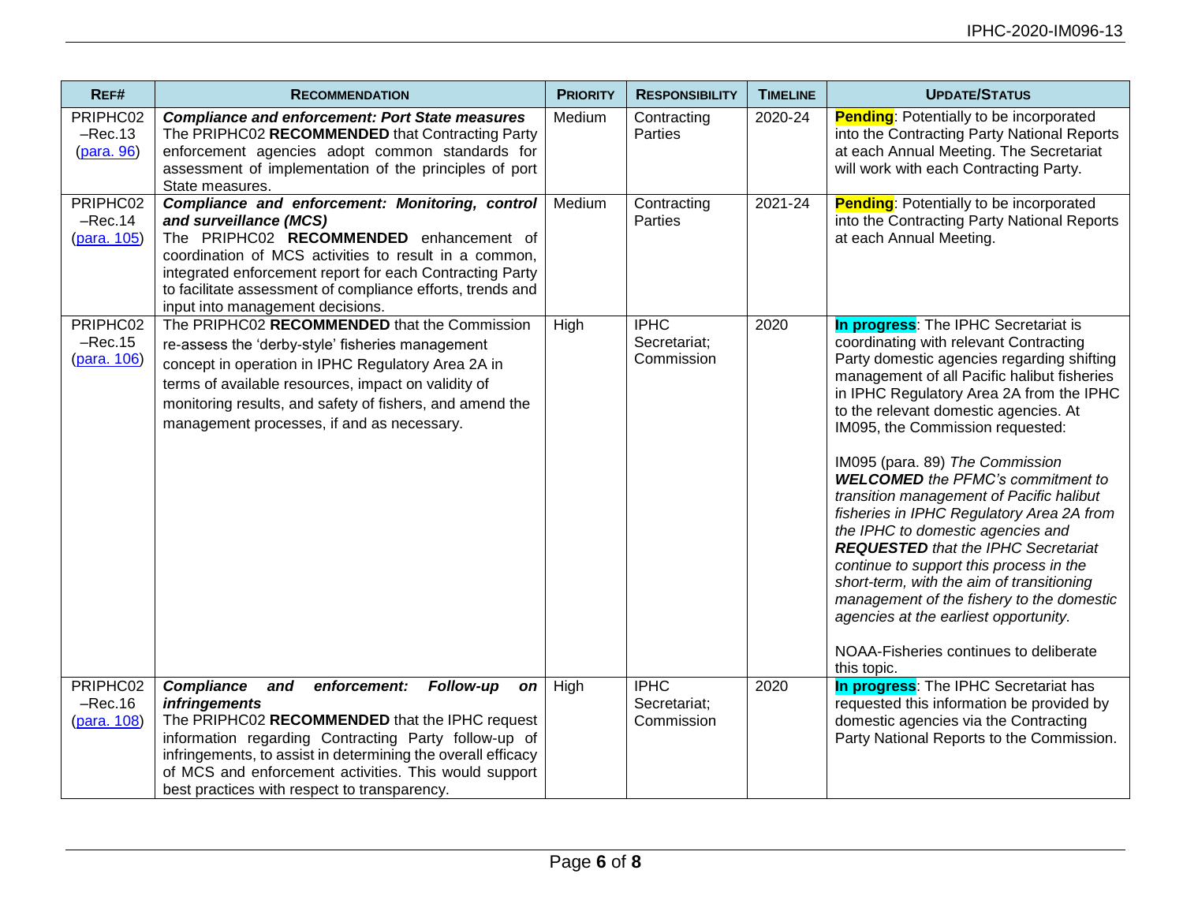| REF# | RECOMMENDATION | PRIORITY | RESPONSIBILITY | TIMELINE | UPDATE/STATUS |
|---|---|---|---|---|---|
| PRIPHC02 –Rec.13 (para. 96) | ***Compliance and enforcement: Port State measures*** The PRIPHC02 **RECOMMENDED** that Contracting Party enforcement agencies adopt common standards for assessment of implementation of the principles of port State measures. | Medium | Contracting Parties | 2020-24 | **Pending**: Potentially to be incorporated into the Contracting Party National Reports at each Annual Meeting. The Secretariat will work with each Contracting Party. |
| PRIPHC02 –Rec.14 (para. 105) | ***Compliance and enforcement: Monitoring, control and surveillance (MCS)*** The PRIPHC02 **RECOMMENDED** enhancement of coordination of MCS activities to result in a common, integrated enforcement report for each Contracting Party to facilitate assessment of compliance efforts, trends and input into management decisions. | Medium | Contracting Parties | 2021-24 | **Pending**: Potentially to be incorporated into the Contracting Party National Reports at each Annual Meeting. |
| PRIPHC02 –Rec.15 (para. 106) | The PRIPHC02 **RECOMMENDED** that the Commission re-assess the 'derby-style' fisheries management concept in operation in IPHC Regulatory Area 2A in terms of available resources, impact on validity of monitoring results, and safety of fishers, and amend the management processes, if and as necessary. | High | IPHC Secretariat; Commission | 2020 | **In progress**: The IPHC Secretariat is coordinating with relevant Contracting Party domestic agencies regarding shifting management of all Pacific halibut fisheries in IPHC Regulatory Area 2A from the IPHC to the relevant domestic agencies. At IM095, the Commission requested:<br><br>IM095 (para. 89) *The Commission **WELCOMED** the PFMC's commitment to transition management of Pacific halibut fisheries in IPHC Regulatory Area 2A from the IPHC to domestic agencies and **REQUESTED** that the IPHC Secretariat continue to support this process in the short-term, with the aim of transitioning management of the fishery to the domestic agencies at the earliest opportunity.*<br><br>NOAA-Fisheries continues to deliberate this topic. |
| PRIPHC02 –Rec.16 (para. 108) | ***Compliance and enforcement: Follow-up on infringements*** The PRIPHC02 **RECOMMENDED** that the IPHC request information regarding Contracting Party follow-up of infringements, to assist in determining the overall efficacy of MCS and enforcement activities. This would support best practices with respect to transparency. | High | IPHC Secretariat; Commission | 2020 | **In progress**: The IPHC Secretariat has requested this information be provided by domestic agencies via the Contracting Party National Reports to the Commission. |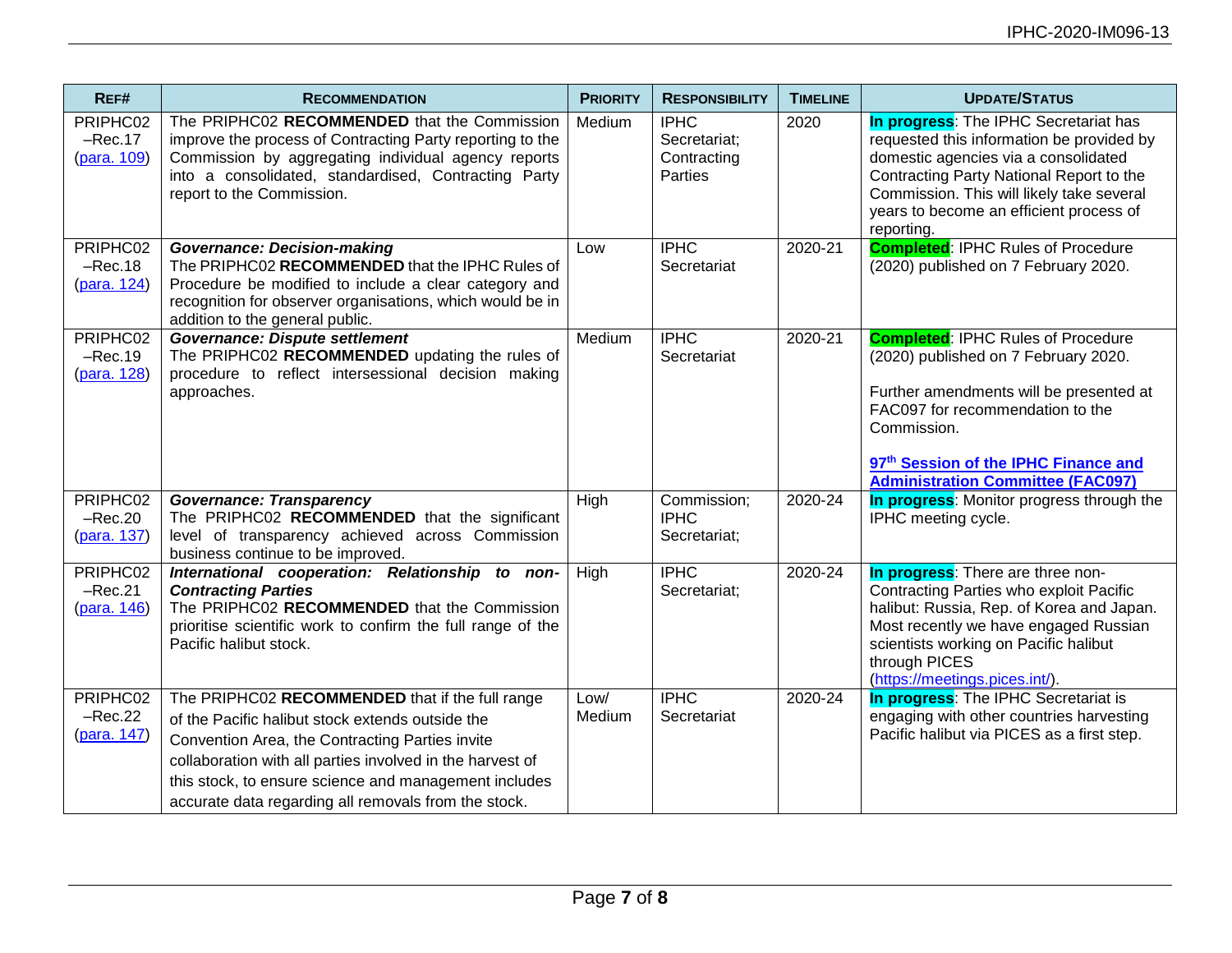| REF# | RECOMMENDATION | PRIORITY | RESPONSIBILITY | TIMELINE | UPDATE/STATUS |
|---|---|---|---|---|---|
| PRIPHC02 –Rec.17 (para. 109) | The PRIPHC02 **RECOMMENDED** that the Commission improve the process of Contracting Party reporting to the Commission by aggregating individual agency reports into a consolidated, standardised, Contracting Party report to the Commission. | Medium | IPHC Secretariat; Contracting Parties | 2020 | **In progress**: The IPHC Secretariat has requested this information be provided by domestic agencies via a consolidated Contracting Party National Report to the Commission. This will likely take several years to become an efficient process of reporting. |
| PRIPHC02 –Rec.18 (para. 124) | ***Governance: Decision-making*** The PRIPHC02 **RECOMMENDED** that the IPHC Rules of Procedure be modified to include a clear category and recognition for observer organisations, which would be in addition to the general public. | Low | IPHC Secretariat | 2020-21 | **Completed**: IPHC Rules of Procedure (2020) published on 7 February 2020. |
| PRIPHC02 –Rec.19 (para. 128) | ***Governance: Dispute settlement*** The PRIPHC02 **RECOMMENDED** updating the rules of procedure to reflect intersessional decision making approaches. | Medium | IPHC Secretariat | 2020-21 | **Completed**: IPHC Rules of Procedure (2020) published on 7 February 2020.<br><br>Further amendments will be presented at FAC097 for recommendation to the Commission.<br><br>**97th Session of the IPHC Finance and Administration Committee (FAC097)** |
| PRIPHC02 –Rec.20 (para. 137) | ***Governance: Transparency*** The PRIPHC02 **RECOMMENDED** that the significant level of transparency achieved across Commission business continue to be improved. | High | Commission; IPHC Secretariat; | 2020-24 | **In progress**: Monitor progress through the IPHC meeting cycle. |
| PRIPHC02 –Rec.21 (para. 146) | ***International cooperation: Relationship to non-Contracting Parties*** The PRIPHC02 **RECOMMENDED** that the Commission prioritise scientific work to confirm the full range of the Pacific halibut stock. | High | IPHC Secretariat; | 2020-24 | **In progress**: There are three non-Contracting Parties who exploit Pacific halibut: Russia, Rep. of Korea and Japan. Most recently we have engaged Russian scientists working on Pacific halibut through PICES (https://meetings.pices.int/). |
| PRIPHC02 –Rec.22 (para. 147) | The PRIPHC02 **RECOMMENDED** that if the full range of the Pacific halibut stock extends outside the Convention Area, the Contracting Parties invite collaboration with all parties involved in the harvest of this stock, to ensure science and management includes accurate data regarding all removals from the stock. | Low/ Medium | IPHC Secretariat | 2020-24 | **In progress**: The IPHC Secretariat is engaging with other countries harvesting Pacific halibut via PICES as a first step. |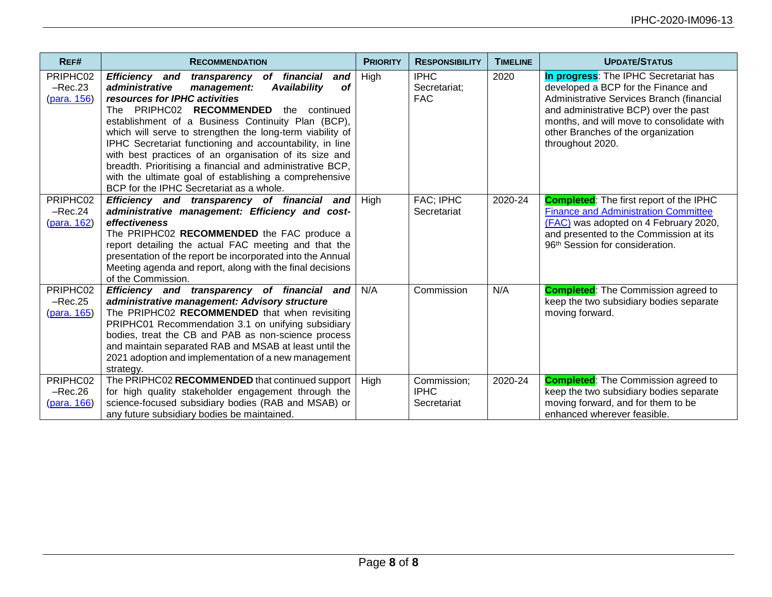| REF# | RECOMMENDATION | PRIORITY | RESPONSIBILITY | TIMELINE | UPDATE/STATUS |
|---|---|---|---|---|---|
| PRIPHC02 –Rec.23 (para. 156) | ***Efficiency and transparency of financial and administrative management: Availability of resources for IPHC activities*** The PRIPHC02 **RECOMMENDED** the continued establishment of a Business Continuity Plan (BCP), which will serve to strengthen the long-term viability of IPHC Secretariat functioning and accountability, in line with best practices of an organisation of its size and breadth. Prioritising a financial and administrative BCP, with the ultimate goal of establishing a comprehensive BCP for the IPHC Secretariat as a whole. | High | IPHC Secretariat; FAC | 2020 | **In progress**: The IPHC Secretariat has developed a BCP for the Finance and Administrative Services Branch (financial and administrative BCP) over the past months, and will move to consolidate with other Branches of the organization throughout 2020. |
| PRIPHC02 –Rec.24 (para. 162) | ***Efficiency and transparency of financial and administrative management: Efficiency and cost-effectiveness*** The PRIPHC02 **RECOMMENDED** the FAC produce a report detailing the actual FAC meeting and that the presentation of the report be incorporated into the Annual Meeting agenda and report, along with the final decisions of the Commission. | High | FAC; IPHC Secretariat | 2020-24 | **Completed**: The first report of the IPHC Finance and Administration Committee (FAC) was adopted on 4 February 2020, and presented to the Commission at its 96th Session for consideration. |
| PRIPHC02 –Rec.25 (para. 165) | ***Efficiency and transparency of financial and administrative management: Advisory structure*** The PRIPHC02 **RECOMMENDED** that when revisiting PRIPHC01 Recommendation 3.1 on unifying subsidiary bodies, treat the CB and PAB as non-science process and maintain separated RAB and MSAB at least until the 2021 adoption and implementation of a new management strategy. | N/A | Commission | N/A | **Completed**: The Commission agreed to keep the two subsidiary bodies separate moving forward. |
| PRIPHC02 –Rec.26 (para. 166) | The PRIPHC02 **RECOMMENDED** that continued support for high quality stakeholder engagement through the science-focused subsidiary bodies (RAB and MSAB) or any future subsidiary bodies be maintained. | High | Commission; IPHC Secretariat | 2020-24 | **Completed**: The Commission agreed to keep the two subsidiary bodies separate moving forward, and for them to be enhanced wherever feasible. |